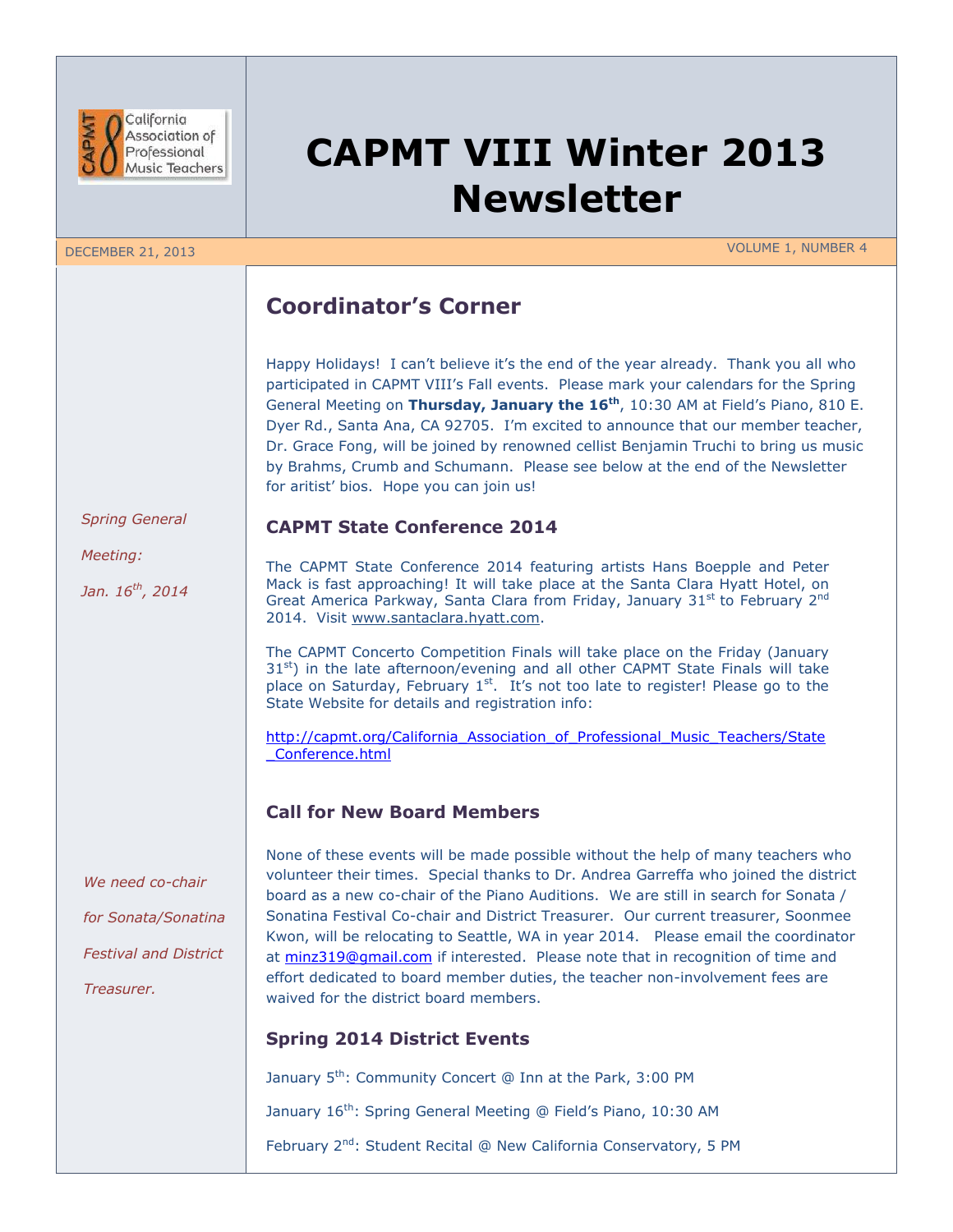# CAPMT VIII Winter 2013 Newsletter

DECEMBER 21, 2013 VOLUME 1, NUMBER 4

## Coordinator's Corner

Happy Holidays! I can't believe it's the end of the year already. Thank you all who participated in CAPMT VIII's Fall events. Please mark your calendars for the Spring General Meeting on **Thursday, January the 16th**, 10:30 AM at Field's Piano, 810 E. Dyer Rd., Santa Ana, CA 92705. I'm excited to announce that our member teacher, Dr. Grace Fong, will be joined by renowned cellist Benjamin Truchi to bring us music by Brahms, Crumb and Schumann. Please see below at the end of the Newsletter for aritist' bios. Hope you can join us!

*Spring General Meeting: Jan. 16th, 2014*

### CAPMT State Conference 2014

The CAPMT State Conference 2014 featuring artists Hans Boepple and Peter Mack is fast approaching! It will take place at the Santa Clara Hyatt Hotel, on Great America Parkway, Santa Clara from Friday, January 31st to February 2nd 2014. Visit www.santaclara.hyatt.com.

The CAPMT Concerto Competition Finals will take place on the Friday (January 31st) in the late afternoon/evening and all other CAPMT State Finals will take place on Saturday, February 1st. It's not too late to register! Please go to the State Website for details and registration info:

http://capmt.org/California_Association_of_Professional_Music_Teachers/State_Conference.html

### Call for New Board Members

*We need co-chair for Sonata/Sonatina Festival and District Treasurer.*

None of these events will be made possible without the help of many teachers who volunteer their times. Special thanks to Dr. Andrea Garreffa who joined the district board as a new co-chair of the Piano Auditions. We are still in search for Sonata / Sonatina Festival Co-chair and District Treasurer. Our current treasurer, Soonmee Kwon, will be relocating to Seattle, WA in year 2014. Please email the coordinator at minz319@gmail.com if interested. Please note that in recognition of time and effort dedicated to board member duties, the teacher non-involvement fees are waived for the district board members.

### Spring 2014 District Events

January 5th: Community Concert @ Inn at the Park, 3:00 PM

January 16th: Spring General Meeting @ Field's Piano, 10:30 AM

February 2nd: Student Recital @ New California Conservatory, 5 PM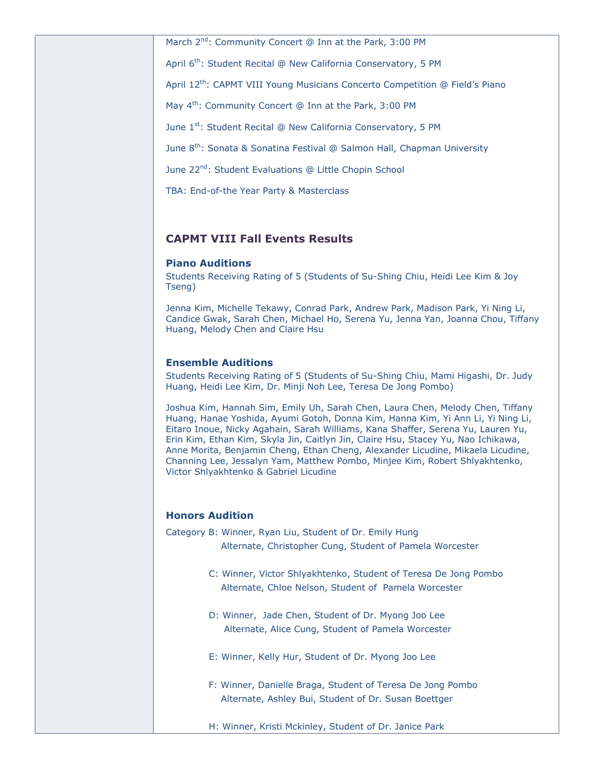March 2nd: Community Concert @ Inn at the Park, 3:00 PM

April 6th: Student Recital @ New California Conservatory, 5 PM

April 12th: CAPMT VIII Young Musicians Concerto Competition @ Field's Piano

May 4th: Community Concert @ Inn at the Park, 3:00 PM

June 1st: Student Recital @ New California Conservatory, 5 PM

June 8th: Sonata & Sonatina Festival @ Salmon Hall, Chapman University

June 22nd: Student Evaluations @ Little Chopin School

TBA: End-of-the Year Party & Masterclass

## CAPMT VIII Fall Events Results

### Piano Auditions

Students Receiving Rating of 5 (Students of Su-Shing Chiu, Heidi Lee Kim & Joy Tseng)

Jenna Kim, Michelle Tekawy, Conrad Park, Andrew Park, Madison Park, Yi Ning Li, Candice Gwak, Sarah Chen, Michael Ho, Serena Yu, Jenna Yan, Joanna Chou, Tiffany Huang, Melody Chen and Claire Hsu

### Ensemble Auditions

Students Receiving Rating of 5 (Students of Su-Shing Chiu, Mami Higashi, Dr. Judy Huang, Heidi Lee Kim, Dr. Minji Noh Lee, Teresa De Jong Pombo)

Joshua Kim, Hannah Sim, Emily Uh, Sarah Chen, Laura Chen, Melody Chen, Tiffany Huang, Hanae Yoshida, Ayumi Gotoh, Donna Kim, Hanna Kim, Yi Ann Li, Yi Ning Li, Eitaro Inoue, Nicky Agahain, Sarah Williams, Kana Shaffer, Serena Yu, Lauren Yu, Erin Kim, Ethan Kim, Skyla Jin, Caitlyn Jin, Claire Hsu, Stacey Yu, Nao Ichikawa, Anne Morita, Benjamin Cheng, Ethan Cheng, Alexander Licudine, Mikaela Licudine, Channing Lee, Jessalyn Yam, Matthew Pombo, Minjee Kim, Robert Shlyakhtenko, Victor Shlyakhtenko & Gabriel Licudine

### Honors Audition

Category B: Winner, Ryan Liu, Student of Dr. Emily Hung
Alternate, Christopher Cung, Student of Pamela Worcester

C: Winner, Victor Shlyakhtenko, Student of Teresa De Jong Pombo
Alternate, Chloe Nelson, Student of Pamela Worcester

D: Winner, Jade Chen, Student of Dr. Myong Joo Lee
Alternate, Alice Cung, Student of Pamela Worcester

E: Winner, Kelly Hur, Student of Dr. Myong Joo Lee

F: Winner, Danielle Braga, Student of Teresa De Jong Pombo
Alternate, Ashley Bui, Student of Dr. Susan Boettger

H: Winner, Kristi Mckinley, Student of Dr. Janice Park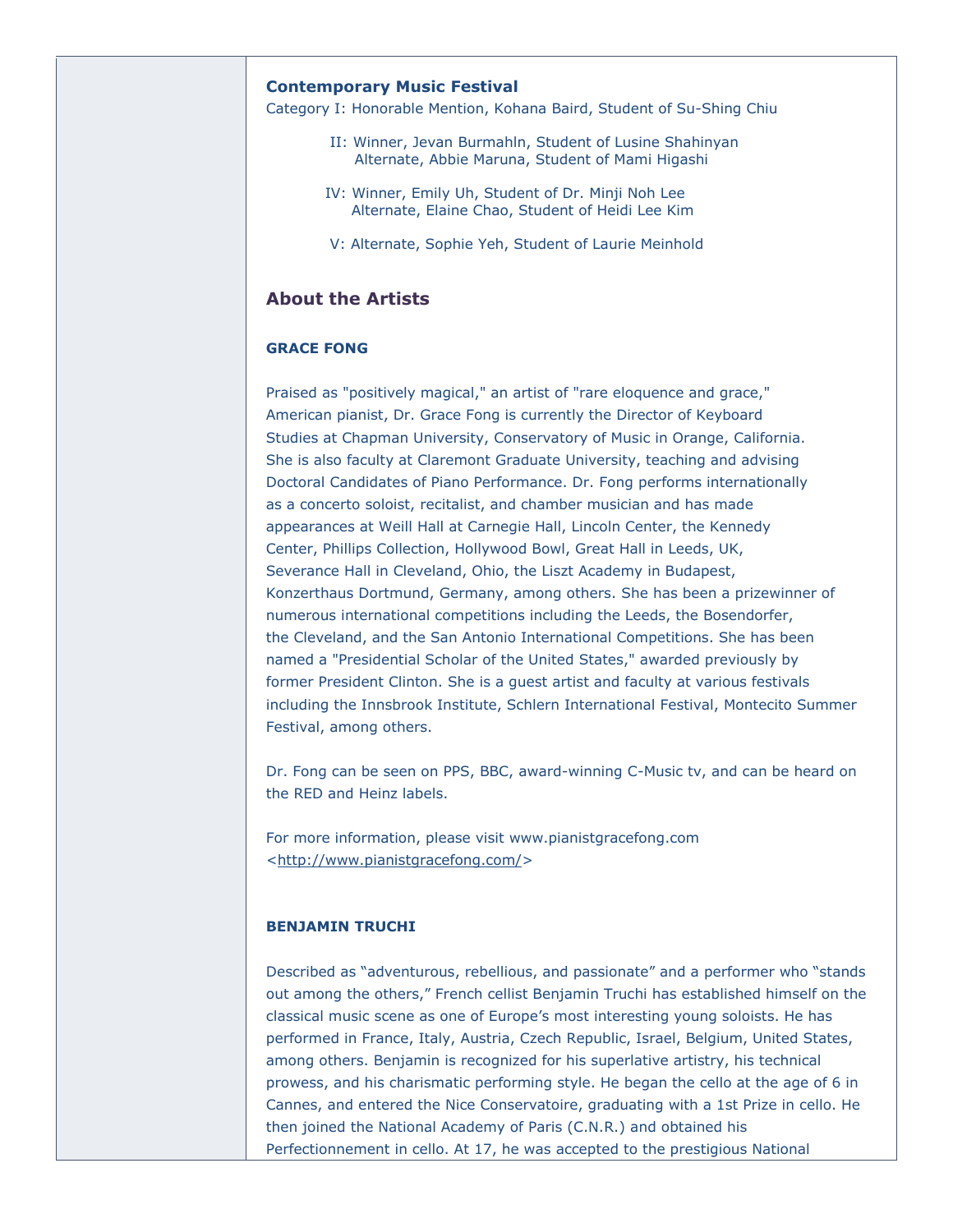### Contemporary Music Festival

Category I: Honorable Mention, Kohana Baird, Student of Su-Shing Chiu

II: Winner, Jevan Burmahln, Student of Lusine Shahinyan
Alternate, Abbie Maruna, Student of Mami Higashi

IV: Winner, Emily Uh, Student of Dr. Minji Noh Lee
Alternate, Elaine Chao, Student of Heidi Lee Kim

V: Alternate, Sophie Yeh, Student of Laurie Meinhold

## About the Artists

### GRACE FONG

Praised as "positively magical," an artist of "rare eloquence and grace," American pianist, Dr. Grace Fong is currently the Director of Keyboard Studies at Chapman University, Conservatory of Music in Orange, California. She is also faculty at Claremont Graduate University, teaching and advising Doctoral Candidates of Piano Performance. Dr. Fong performs internationally as a concerto soloist, recitalist, and chamber musician and has made appearances at Weill Hall at Carnegie Hall, Lincoln Center, the Kennedy Center, Phillips Collection, Hollywood Bowl, Great Hall in Leeds, UK, Severance Hall in Cleveland, Ohio, the Liszt Academy in Budapest, Konzerthaus Dortmund, Germany, among others. She has been a prizewinner of numerous international competitions including the Leeds, the Bosendorfer, the Cleveland, and the San Antonio International Competitions. She has been named a "Presidential Scholar of the United States," awarded previously by former President Clinton. She is a guest artist and faculty at various festivals including the Innsbrook Institute, Schlern International Festival, Montecito Summer Festival, among others.

Dr. Fong can be seen on PPS, BBC, award-winning C-Music tv, and can be heard on the RED and Heinz labels.

For more information, please visit www.pianistgracefong.com <http://www.pianistgracefong.com/>

### BENJAMIN TRUCHI

Described as "adventurous, rebellious, and passionate" and a performer who "stands out among the others," French cellist Benjamin Truchi has established himself on the classical music scene as one of Europe's most interesting young soloists. He has performed in France, Italy, Austria, Czech Republic, Israel, Belgium, United States, among others. Benjamin is recognized for his superlative artistry, his technical prowess, and his charismatic performing style. He began the cello at the age of 6 in Cannes, and entered the Nice Conservatoire, graduating with a 1st Prize in cello. He then joined the National Academy of Paris (C.N.R.) and obtained his Perfectionnement in cello. At 17, he was accepted to the prestigious National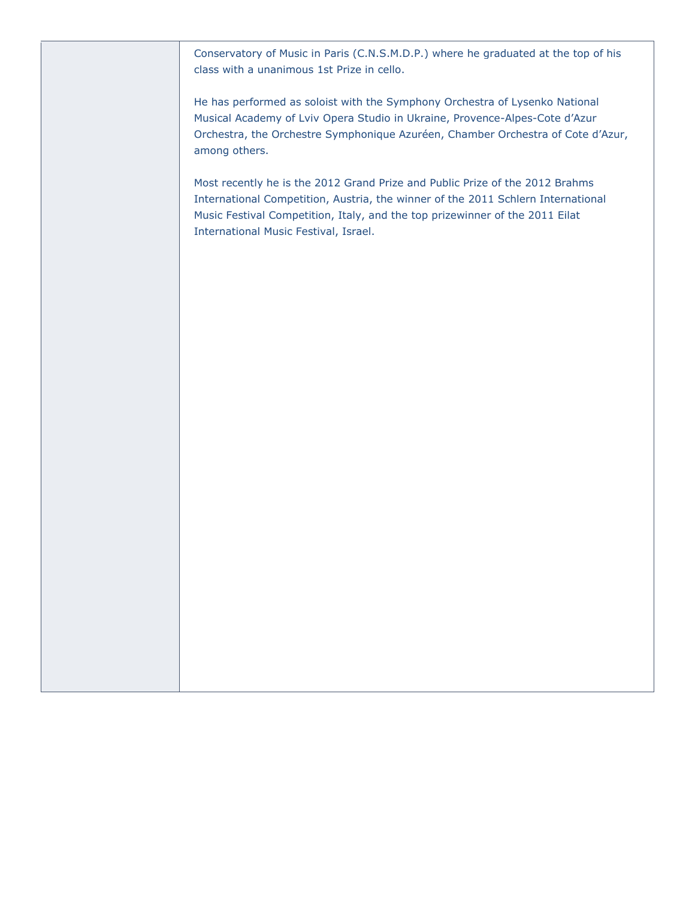Conservatory of Music in Paris (C.N.S.M.D.P.) where he graduated at the top of his class with a unanimous 1st Prize in cello.

He has performed as soloist with the Symphony Orchestra of Lysenko National Musical Academy of Lviv Opera Studio in Ukraine, Provence-Alpes-Cote d'Azur Orchestra, the Orchestre Symphonique Azuréen, Chamber Orchestra of Cote d'Azur, among others.

Most recently he is the 2012 Grand Prize and Public Prize of the 2012 Brahms International Competition, Austria, the winner of the 2011 Schlern International Music Festival Competition, Italy, and the top prizewinner of the 2011 Eilat International Music Festival, Israel.